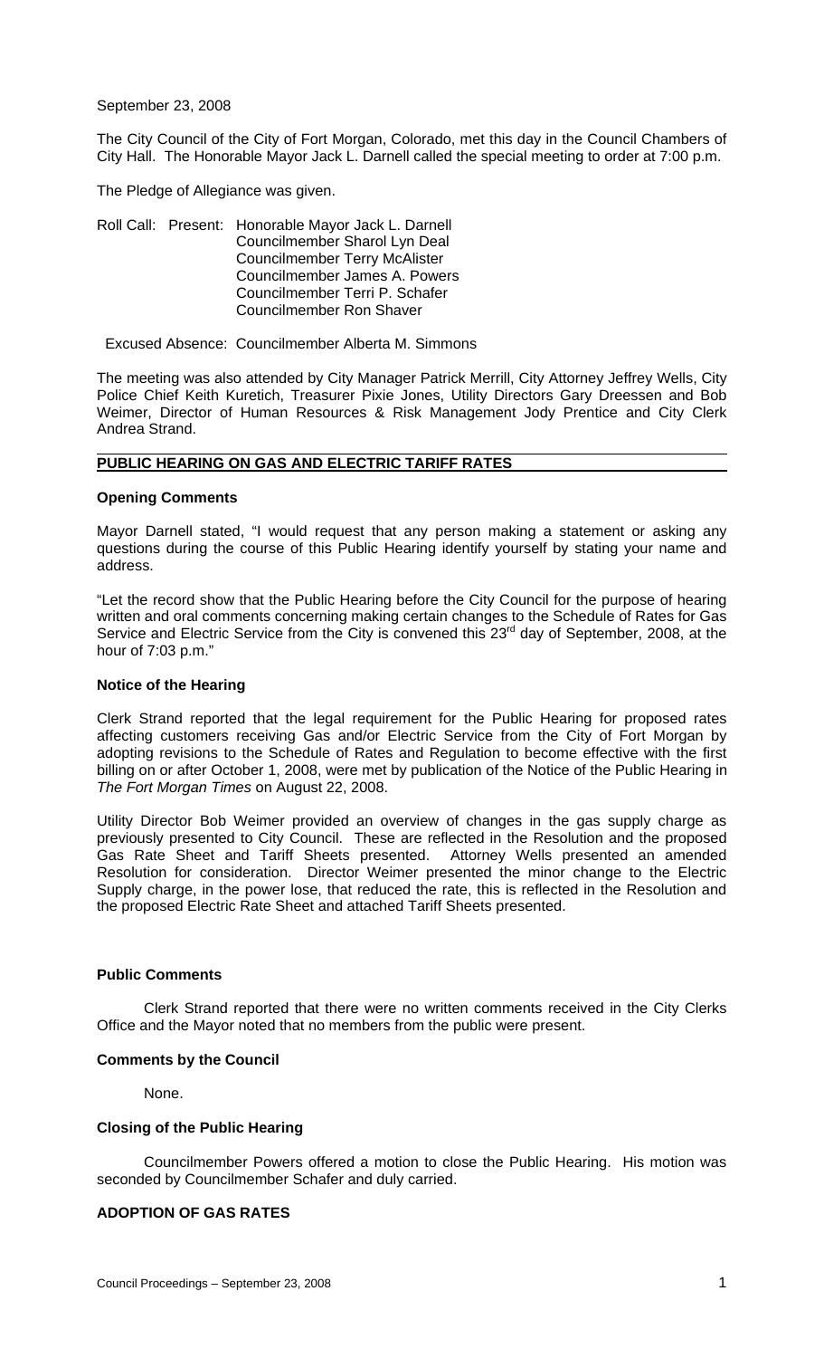September 23, 2008

The City Council of the City of Fort Morgan, Colorado, met this day in the Council Chambers of City Hall. The Honorable Mayor Jack L. Darnell called the special meeting to order at 7:00 p.m.

The Pledge of Allegiance was given.

Roll Call: Present: Honorable Mayor Jack L. Darnell
Councilmember Sharol Lyn Deal
Councilmember Terry McAlister
Councilmember James A. Powers
Councilmember Terri P. Schafer
Councilmember Ron Shaver

Excused Absence: Councilmember Alberta M. Simmons

The meeting was also attended by City Manager Patrick Merrill, City Attorney Jeffrey Wells, City Police Chief Keith Kuretich, Treasurer Pixie Jones, Utility Directors Gary Dreessen and Bob Weimer, Director of Human Resources & Risk Management Jody Prentice and City Clerk Andrea Strand.

## PUBLIC HEARING ON GAS AND ELECTRIC TARIFF RATES

### Opening Comments

Mayor Darnell stated, "I would request that any person making a statement or asking any questions during the course of this Public Hearing identify yourself by stating your name and address.

"Let the record show that the Public Hearing before the City Council for the purpose of hearing written and oral comments concerning making certain changes to the Schedule of Rates for Gas Service and Electric Service from the City is convened this 23rd day of September, 2008, at the hour of 7:03 p.m."

### Notice of the Hearing

Clerk Strand reported that the legal requirement for the Public Hearing for proposed rates affecting customers receiving Gas and/or Electric Service from the City of Fort Morgan by adopting revisions to the Schedule of Rates and Regulation to become effective with the first billing on or after October 1, 2008, were met by publication of the Notice of the Public Hearing in *The Fort Morgan Times* on August 22, 2008.

Utility Director Bob Weimer provided an overview of changes in the gas supply charge as previously presented to City Council. These are reflected in the Resolution and the proposed Gas Rate Sheet and Tariff Sheets presented. Attorney Wells presented an amended Resolution for consideration. Director Weimer presented the minor change to the Electric Supply charge, in the power lose, that reduced the rate, this is reflected in the Resolution and the proposed Electric Rate Sheet and attached Tariff Sheets presented.

### Public Comments

Clerk Strand reported that there were no written comments received in the City Clerks Office and the Mayor noted that no members from the public were present.

### Comments by the Council

None.

### Closing of the Public Hearing

Councilmember Powers offered a motion to close the Public Hearing. His motion was seconded by Councilmember Schafer and duly carried.

### ADOPTION OF GAS RATES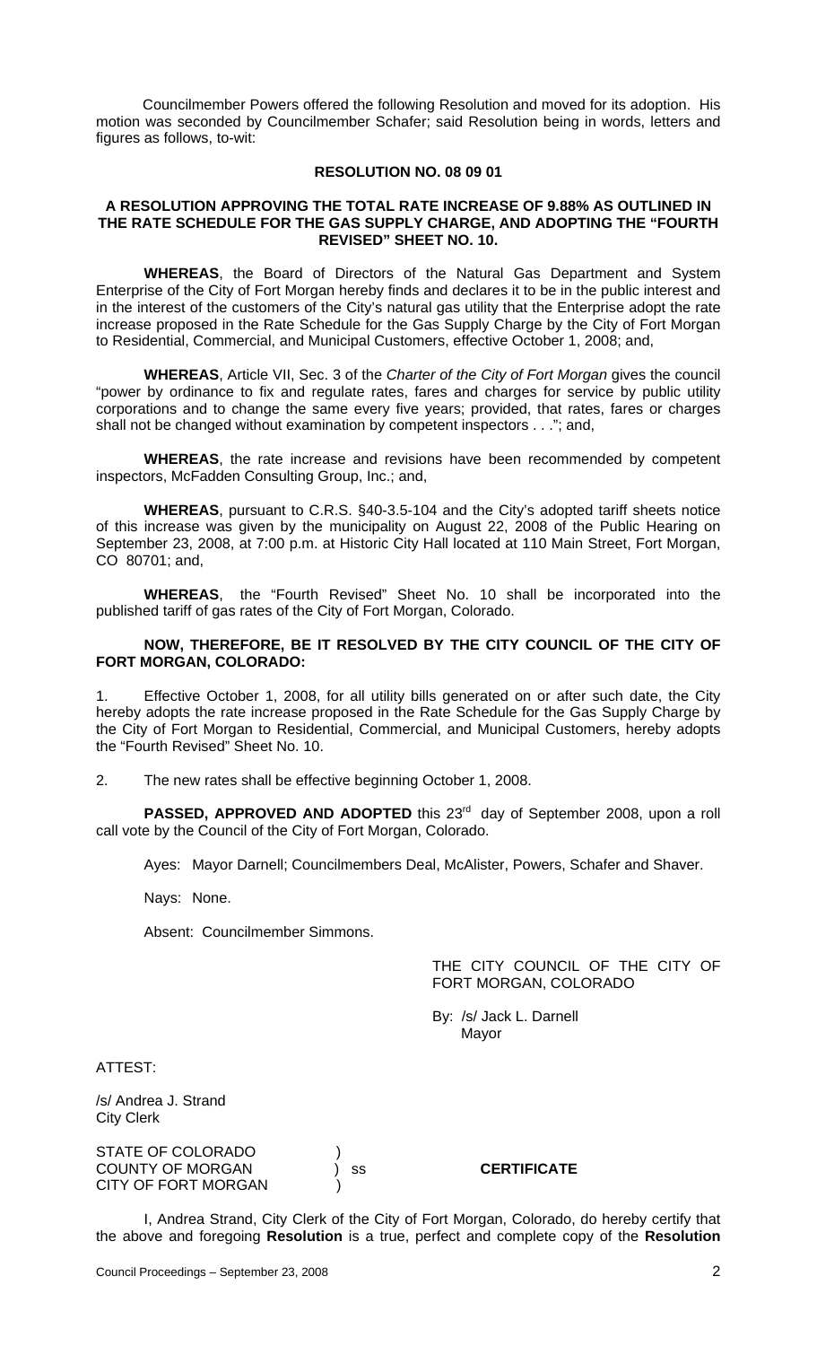Councilmember Powers offered the following Resolution and moved for its adoption. His motion was seconded by Councilmember Schafer; said Resolution being in words, letters and figures as follows, to-wit:

**RESOLUTION NO. 08 09 01**

**A RESOLUTION APPROVING THE TOTAL RATE INCREASE OF 9.88% AS OUTLINED IN THE RATE SCHEDULE FOR THE GAS SUPPLY CHARGE, AND ADOPTING THE "FOURTH REVISED" SHEET NO. 10.**

**WHEREAS**, the Board of Directors of the Natural Gas Department and System Enterprise of the City of Fort Morgan hereby finds and declares it to be in the public interest and in the interest of the customers of the City's natural gas utility that the Enterprise adopt the rate increase proposed in the Rate Schedule for the Gas Supply Charge by the City of Fort Morgan to Residential, Commercial, and Municipal Customers, effective October 1, 2008; and,

**WHEREAS**, Article VII, Sec. 3 of the *Charter of the City of Fort Morgan* gives the council "power by ordinance to fix and regulate rates, fares and charges for service by public utility corporations and to change the same every five years; provided, that rates, fares or charges shall not be changed without examination by competent inspectors . . ."; and,

**WHEREAS**, the rate increase and revisions have been recommended by competent inspectors, McFadden Consulting Group, Inc.; and,

**WHEREAS**, pursuant to C.R.S. §40-3.5-104 and the City's adopted tariff sheets notice of this increase was given by the municipality on August 22, 2008 of the Public Hearing on September 23, 2008, at 7:00 p.m. at Historic City Hall located at 110 Main Street, Fort Morgan, CO 80701; and,

**WHEREAS**, the "Fourth Revised" Sheet No. 10 shall be incorporated into the published tariff of gas rates of the City of Fort Morgan, Colorado.

**NOW, THEREFORE, BE IT RESOLVED BY THE CITY COUNCIL OF THE CITY OF FORT MORGAN, COLORADO:**

1. Effective October 1, 2008, for all utility bills generated on or after such date, the City hereby adopts the rate increase proposed in the Rate Schedule for the Gas Supply Charge by the City of Fort Morgan to Residential, Commercial, and Municipal Customers, hereby adopts the "Fourth Revised" Sheet No. 10.

2. The new rates shall be effective beginning October 1, 2008.

**PASSED, APPROVED AND ADOPTED** this 23rd day of September 2008, upon a roll call vote by the Council of the City of Fort Morgan, Colorado.

Ayes: Mayor Darnell; Councilmembers Deal, McAlister, Powers, Schafer and Shaver.

Nays: None.

Absent: Councilmember Simmons.

THE CITY COUNCIL OF THE CITY OF FORT MORGAN, COLORADO

By: /s/ Jack L. Darnell
Mayor

ATTEST:

/s/ Andrea J. Strand
City Clerk

STATE OF COLORADO )
COUNTY OF MORGAN ) ss **CERTIFICATE**
CITY OF FORT MORGAN )

I, Andrea Strand, City Clerk of the City of Fort Morgan, Colorado, do hereby certify that the above and foregoing **Resolution** is a true, perfect and complete copy of the **Resolution**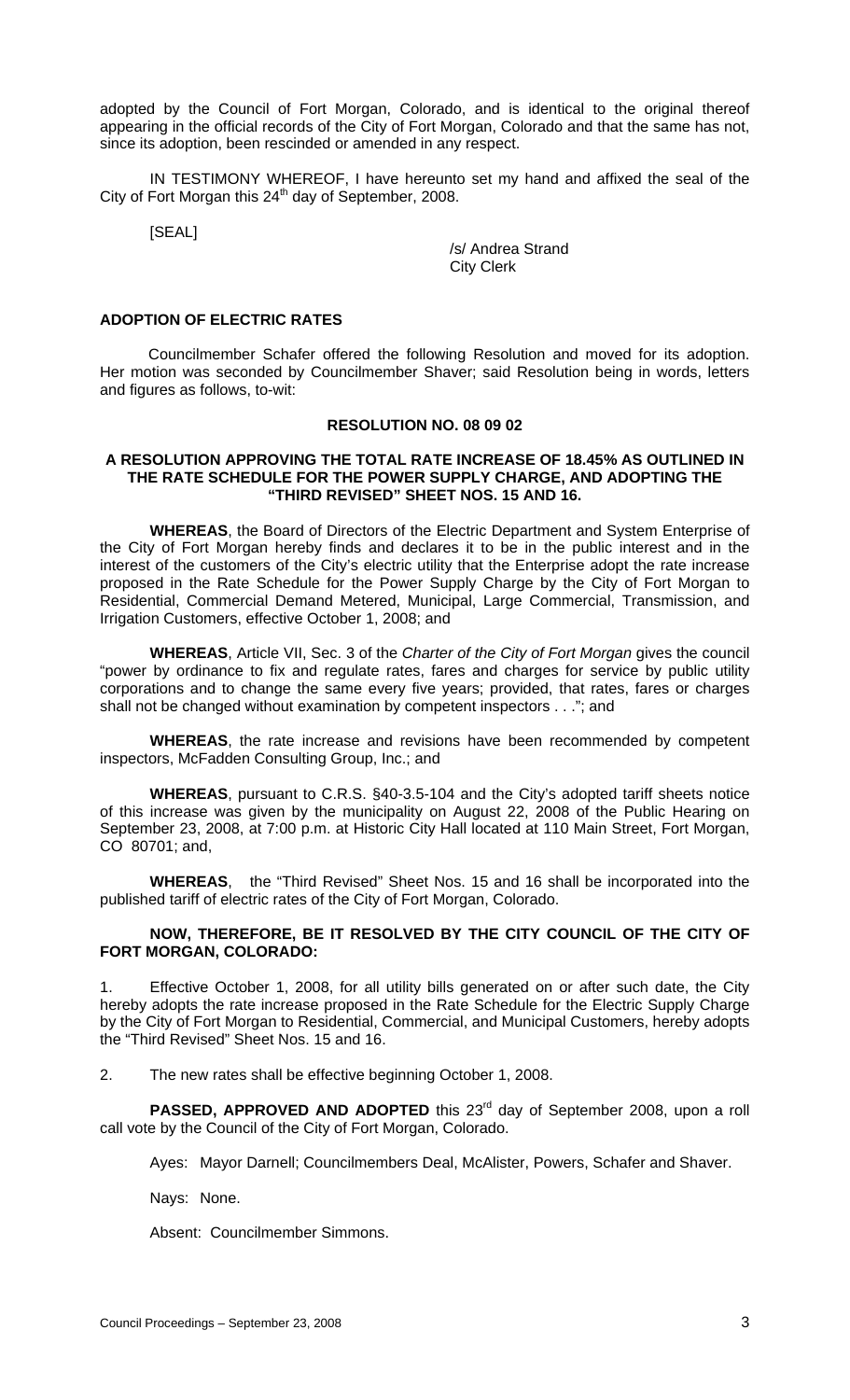adopted by the Council of Fort Morgan, Colorado, and is identical to the original thereof appearing in the official records of the City of Fort Morgan, Colorado and that the same has not, since its adoption, been rescinded or amended in any respect.

IN TESTIMONY WHEREOF, I have hereunto set my hand and affixed the seal of the City of Fort Morgan this 24th day of September, 2008.

[SEAL]

/s/ Andrea Strand
City Clerk

**ADOPTION OF ELECTRIC RATES**

Councilmember Schafer offered the following Resolution and moved for its adoption. Her motion was seconded by Councilmember Shaver; said Resolution being in words, letters and figures as follows, to-wit:

**RESOLUTION NO. 08 09 02**

**A RESOLUTION APPROVING THE TOTAL RATE INCREASE OF 18.45% AS OUTLINED IN THE RATE SCHEDULE FOR THE POWER SUPPLY CHARGE, AND ADOPTING THE "THIRD REVISED" SHEET NOS. 15 AND 16.**

**WHEREAS**, the Board of Directors of the Electric Department and System Enterprise of the City of Fort Morgan hereby finds and declares it to be in the public interest and in the interest of the customers of the City's electric utility that the Enterprise adopt the rate increase proposed in the Rate Schedule for the Power Supply Charge by the City of Fort Morgan to Residential, Commercial Demand Metered, Municipal, Large Commercial, Transmission, and Irrigation Customers, effective October 1, 2008; and

**WHEREAS**, Article VII, Sec. 3 of the *Charter of the City of Fort Morgan* gives the council "power by ordinance to fix and regulate rates, fares and charges for service by public utility corporations and to change the same every five years; provided, that rates, fares or charges shall not be changed without examination by competent inspectors . . ."; and

**WHEREAS**, the rate increase and revisions have been recommended by competent inspectors, McFadden Consulting Group, Inc.; and

**WHEREAS**, pursuant to C.R.S. §40-3.5-104 and the City's adopted tariff sheets notice of this increase was given by the municipality on August 22, 2008 of the Public Hearing on September 23, 2008, at 7:00 p.m. at Historic City Hall located at 110 Main Street, Fort Morgan, CO 80701; and,

**WHEREAS**, the "Third Revised" Sheet Nos. 15 and 16 shall be incorporated into the published tariff of electric rates of the City of Fort Morgan, Colorado.

**NOW, THEREFORE, BE IT RESOLVED BY THE CITY COUNCIL OF THE CITY OF FORT MORGAN, COLORADO:**

1. Effective October 1, 2008, for all utility bills generated on or after such date, the City hereby adopts the rate increase proposed in the Rate Schedule for the Electric Supply Charge by the City of Fort Morgan to Residential, Commercial, and Municipal Customers, hereby adopts the "Third Revised" Sheet Nos. 15 and 16.

2. The new rates shall be effective beginning October 1, 2008.

**PASSED, APPROVED AND ADOPTED** this 23rd day of September 2008, upon a roll call vote by the Council of the City of Fort Morgan, Colorado.

Ayes: Mayor Darnell; Councilmembers Deal, McAlister, Powers, Schafer and Shaver.

Nays: None.

Absent: Councilmember Simmons.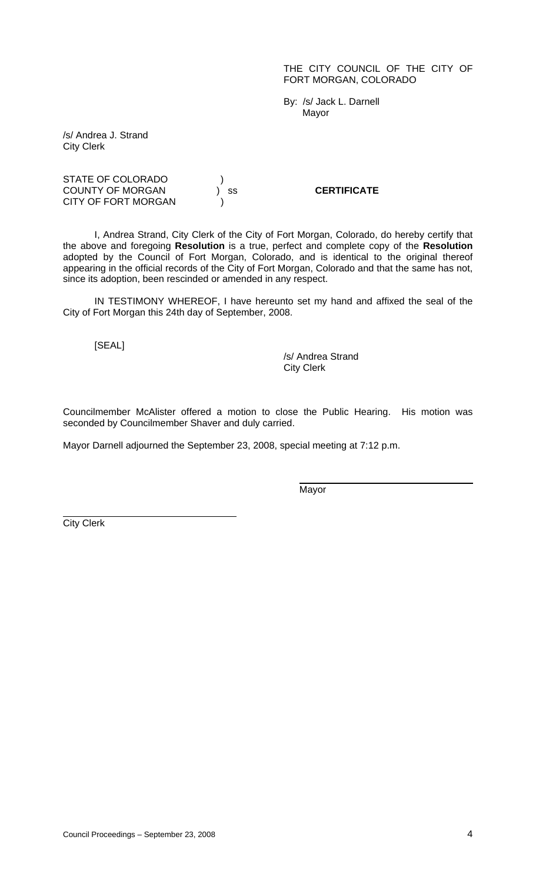THE CITY COUNCIL OF THE CITY OF FORT MORGAN, COLORADO

By: /s/ Jack L. Darnell
Mayor

/s/ Andrea J. Strand
City Clerk

STATE OF COLORADO )
COUNTY OF MORGAN ) ss **CERTIFICATE**
CITY OF FORT MORGAN )

I, Andrea Strand, City Clerk of the City of Fort Morgan, Colorado, do hereby certify that the above and foregoing **Resolution** is a true, perfect and complete copy of the **Resolution** adopted by the Council of Fort Morgan, Colorado, and is identical to the original thereof appearing in the official records of the City of Fort Morgan, Colorado and that the same has not, since its adoption, been rescinded or amended in any respect.

IN TESTIMONY WHEREOF, I have hereunto set my hand and affixed the seal of the City of Fort Morgan this 24th day of September, 2008.

[SEAL]

/s/ Andrea Strand
City Clerk

Councilmember McAlister offered a motion to close the Public Hearing. His motion was seconded by Councilmember Shaver and duly carried.

Mayor Darnell adjourned the September 23, 2008, special meeting at 7:12 p.m.

Mayor

City Clerk